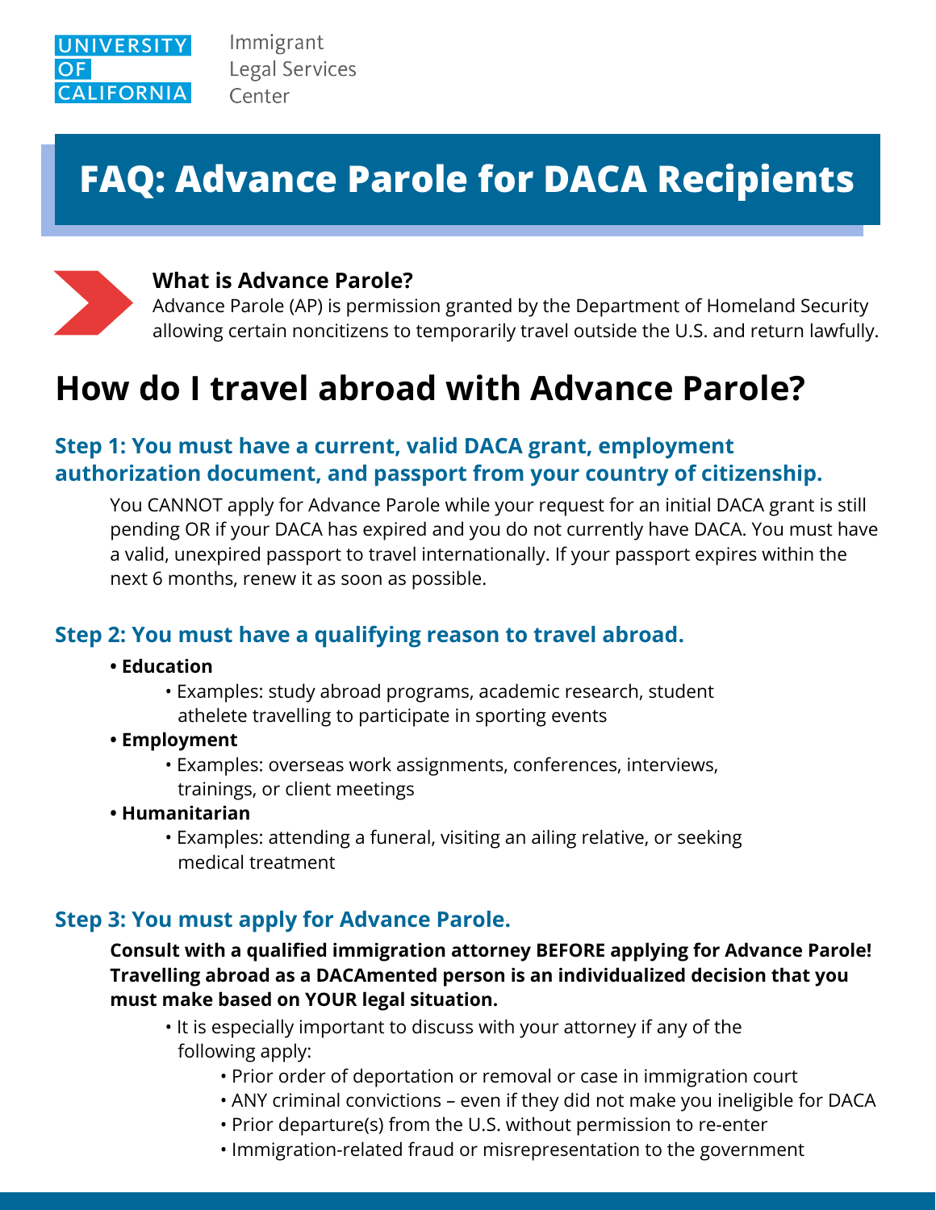UNIVERSITY OF CALIFORNIA Immigrant Legal Services Center

# FAQ: Advance Parole for DACA Recipients

**What is Advance Parole?**
Advance Parole (AP) is permission granted by the Department of Homeland Security allowing certain noncitizens to temporarily travel outside the U.S. and return lawfully.

## How do I travel abroad with Advance Parole?

### Step 1: You must have a current, valid DACA grant, employment authorization document, and passport from your country of citizenship.

You CANNOT apply for Advance Parole while your request for an initial DACA grant is still pending OR if your DACA has expired and you do not currently have DACA. You must have a valid, unexpired passport to travel internationally. If your passport expires within the next 6 months, renew it as soon as possible.

### Step 2: You must have a qualifying reason to travel abroad.

- **Education**
  - Examples: study abroad programs, academic research, student athelete travelling to participate in sporting events
- **Employment**
  - Examples: overseas work assignments, conferences, interviews, trainings, or client meetings
- **Humanitarian**
  - Examples: attending a funeral, visiting an ailing relative, or seeking medical treatment

### Step 3: You must apply for Advance Parole.

**Consult with a qualified immigration attorney BEFORE applying for Advance Parole! Travelling abroad as a DACAmented person is an individualized decision that you must make based on YOUR legal situation.**

- It is especially important to discuss with your attorney if any of the following apply:
  - Prior order of deportation or removal or case in immigration court
  - ANY criminal convictions – even if they did not make you ineligible for DACA
  - Prior departure(s) from the U.S. without permission to re-enter
  - Immigration-related fraud or misrepresentation to the government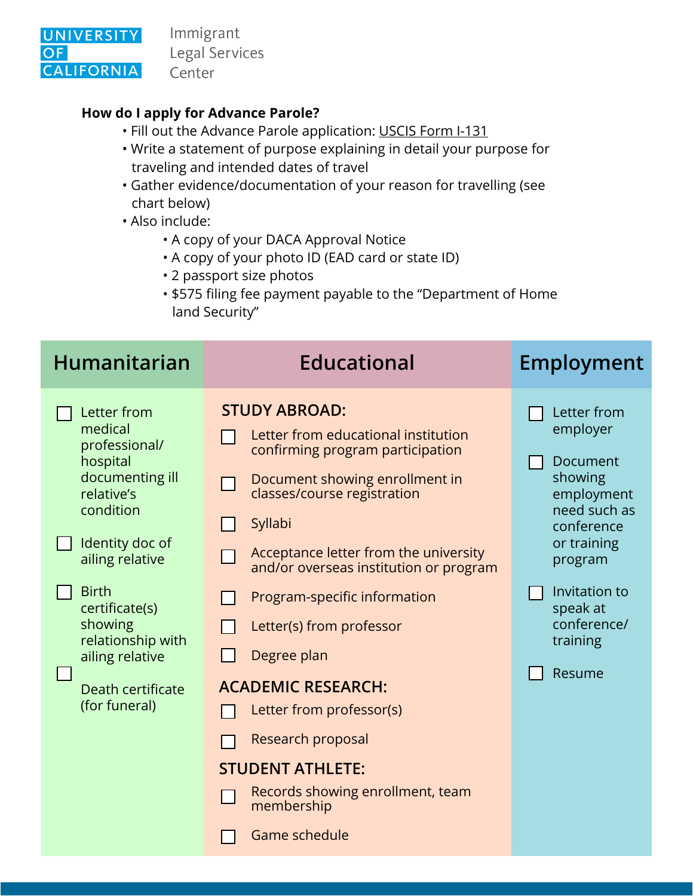UNIVERSITY OF CALIFORNIA Immigrant Legal Services Center

**How do I apply for Advance Parole?**

- Fill out the Advance Parole application: USCIS Form I-131
- Write a statement of purpose explaining in detail your purpose for traveling and intended dates of travel
- Gather evidence/documentation of your reason for travelling (see chart below)
- Also include:
  - A copy of your DACA Approval Notice
  - A copy of your photo ID (EAD card or state ID)
  - 2 passport size photos
  - $575 filing fee payment payable to the "Department of Home land Security"

## Humanitarian

- ☐ Letter from medical professional/ hospital documenting ill relative's condition
- ☐ Identity doc of ailing relative
- ☐ Birth certificate(s) showing relationship with ailing relative
- ☐ Death certificate (for funeral)

## Educational

**STUDY ABROAD:**

- ☐ Letter from educational institution confirming program participation
- ☐ Document showing enrollment in classes/course registration
- ☐ Syllabi
- ☐ Acceptance letter from the university and/or overseas institution or program
- ☐ Program-specific information
- ☐ Letter(s) from professor
- ☐ Degree plan

**ACADEMIC RESEARCH:**

- ☐ Letter from professor(s)
- ☐ Research proposal

**STUDENT ATHLETE:**

- ☐ Records showing enrollment, team membership
- ☐ Game schedule

## Employment

- ☐ Letter from employer
- ☐ Document showing employment need such as conference or training program
- ☐ Invitation to speak at conference/ training
- ☐ Resume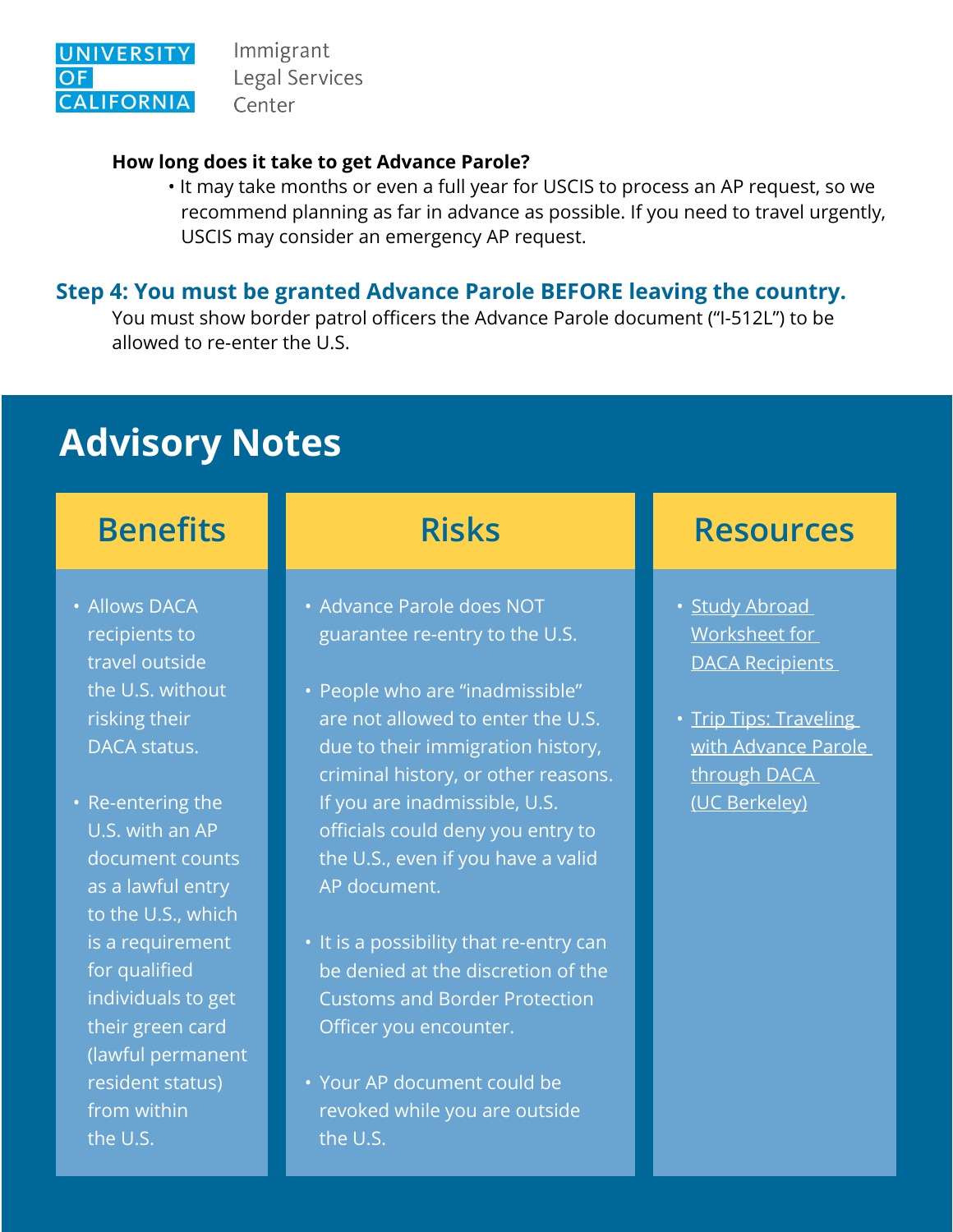University of California Immigrant Legal Services Center

**How long does it take to get Advance Parole?**

- It may take months or even a full year for USCIS to process an AP request, so we recommend planning as far in advance as possible. If you need to travel urgently, USCIS may consider an emergency AP request.

### Step 4: You must be granted Advance Parole BEFORE leaving the country.

You must show border patrol officers the Advance Parole document ("I-512L") to be allowed to re-enter the U.S.

## Advisory Notes

### Benefits

- Allows DACA recipients to travel outside the U.S. without risking their DACA status.
- Re-entering the U.S. with an AP document counts as a lawful entry to the U.S., which is a requirement for qualified individuals to get their green card (lawful permanent resident status) from within the U.S.

### Risks

- Advance Parole does NOT guarantee re-entry to the U.S.
- People who are "inadmissible" are not allowed to enter the U.S. due to their immigration history, criminal history, or other reasons. If you are inadmissible, U.S. officials could deny you entry to the U.S., even if you have a valid AP document.
- It is a possibility that re-entry can be denied at the discretion of the Customs and Border Protection Officer you encounter.
- Your AP document could be revoked while you are outside the U.S.

### Resources

- Study Abroad Worksheet for DACA Recipients
- Trip Tips: Traveling with Advance Parole through DACA (UC Berkeley)